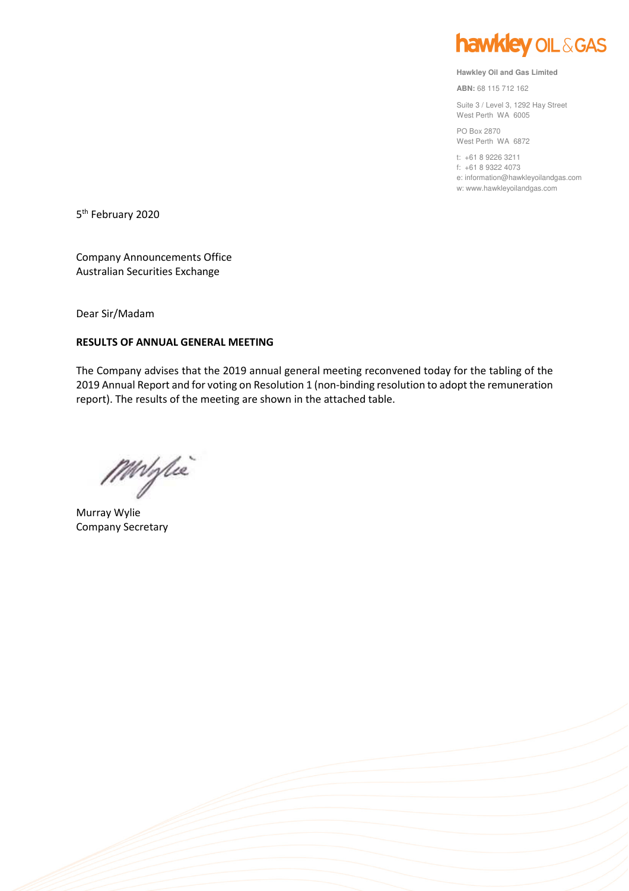hawkley OIL & GAS

**Hawkley Oil and Gas Limited**

**ABN:** 68 115 712 162

Suite 3 / Level 3, 1292 Hay Street
West Perth WA 6005

PO Box 2870
West Perth WA 6872

t: +61 8 9226 3211
f: +61 8 9322 4073
e: information@hawkleyoilandgas.com
w: www.hawkleyoilandgas.com

5th February 2020

Company Announcements Office
Australian Securities Exchange

Dear Sir/Madam

**RESULTS OF ANNUAL GENERAL MEETING**

The Company advises that the 2019 annual general meeting reconvened today for the tabling of the 2019 Annual Report and for voting on Resolution 1 (non-binding resolution to adopt the remuneration report). The results of the meeting are shown in the attached table.

Murray Wylie
Company Secretary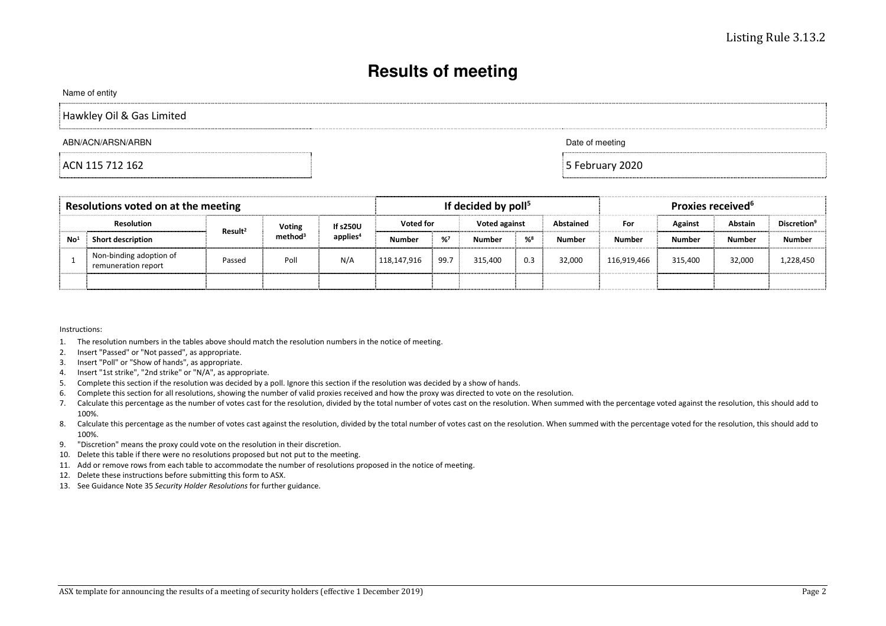# Results of meeting

Name of entity

Hawkley Oil & Gas Limited

ABN/ACN/ARSN/ARBN

ACN 115 712 162

Date of meeting

5 February 2020

| Resolutions voted on at the meeting | | | | | If decided by poll[5] | | | | | Proxies received[6] | | | |
|---|---|---|---|---|---|---|---|---|---|---|---|---|---|
| Resolution | | Result[2] | Voting method[3] | If s250U applies[4] | Voted for | | Voted against | | Abstained | For | Against | Abstain | Discretion[9] |
| No[1] | Short description | | | | Number | %[7] | Number | %[8] | Number | Number | Number | Number | Number |
| 1 | Non-binding adoption of remuneration report | Passed | Poll | N/A | 118,147,916 | 99.7 | 315,400 | 0.3 | 32,000 | 116,919,466 | 315,400 | 32,000 | 1,228,450 |
| | | | | | | | | | | | | | |

Instructions:

1. The resolution numbers in the tables above should match the resolution numbers in the notice of meeting.
2. Insert "Passed" or "Not passed", as appropriate.
3. Insert "Poll" or "Show of hands", as appropriate.
4. Insert "1st strike", "2nd strike" or "N/A", as appropriate.
5. Complete this section if the resolution was decided by a poll. Ignore this section if the resolution was decided by a show of hands.
6. Complete this section for all resolutions, showing the number of valid proxies received and how the proxy was directed to vote on the resolution.
7. Calculate this percentage as the number of votes cast for the resolution, divided by the total number of votes cast on the resolution. When summed with the percentage voted against the resolution, this should add to 100%.
8. Calculate this percentage as the number of votes cast against the resolution, divided by the total number of votes cast on the resolution. When summed with the percentage voted for the resolution, this should add to 100%.
9. "Discretion" means the proxy could vote on the resolution in their discretion.
10. Delete this table if there were no resolutions proposed but not put to the meeting.
11. Add or remove rows from each table to accommodate the number of resolutions proposed in the notice of meeting.
12. Delete these instructions before submitting this form to ASX.
13. See Guidance Note 35 *Security Holder Resolutions* for further guidance.